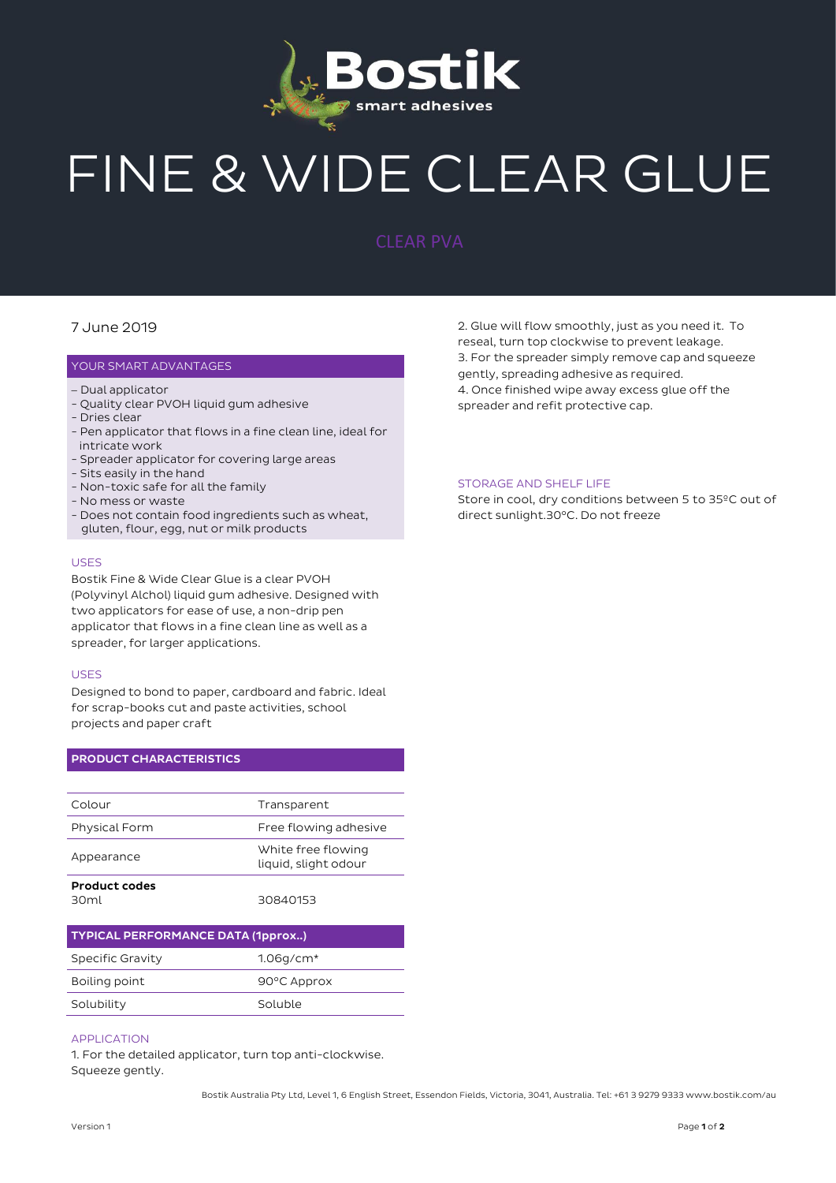Bostik smart adhesives

# FINE & WIDE CLEAR GLUE

## CLEAR PVA

7 June 2019

### YOUR SMART ADVANTAGES

– Dual applicator
- Quality clear PVOH liquid gum adhesive
- Dries clear
- Pen applicator that flows in a fine clean line, ideal for intricate work
- Spreader applicator for covering large areas
- Sits easily in the hand
- Non-toxic safe for all the family
- No mess or waste
- Does not contain food ingredients such as wheat, gluten, flour, egg, nut or milk products

### USES

Bostik Fine & Wide Clear Glue is a clear PVOH (Polyvinyl Alchol) liquid gum adhesive. Designed with two applicators for ease of use, a non-drip pen applicator that flows in a fine clean line as well as a spreader, for larger applications.

### USES

Designed to bond to paper, cardboard and fabric. Ideal for scrap-books cut and paste activities, school projects and paper craft

### PRODUCT CHARACTERISTICS

| | |
|---|---|
| Colour | Transparent |
| Physical Form | Free flowing adhesive |
| Appearance | White free flowing liquid, slight odour |
| **Product codes**<br>30ml | 30840153 |

### TYPICAL PERFORMANCE DATA (1pprox..)

| | |
|---|---|
| Specific Gravity | 1.06g/cm* |
| Boiling point | 90°C Approx |
| Solubility | Soluble |

### APPLICATION

1. For the detailed applicator, turn top anti-clockwise. Squeeze gently.
2. Glue will flow smoothly, just as you need it. To reseal, turn top clockwise to prevent leakage.
3. For the spreader simply remove cap and squeeze gently, spreading adhesive as required.
4. Once finished wipe away excess glue off the spreader and refit protective cap.

### STORAGE AND SHELF LIFE

Store in cool, dry conditions between 5 to 35ºC out of direct sunlight.30°C. Do not freeze

Bostik Australia Pty Ltd, Level 1, 6 English Street, Essendon Fields, Victoria, 3041, Australia. Tel: +61 3 9279 9333 www.bostik.com/au

Version 1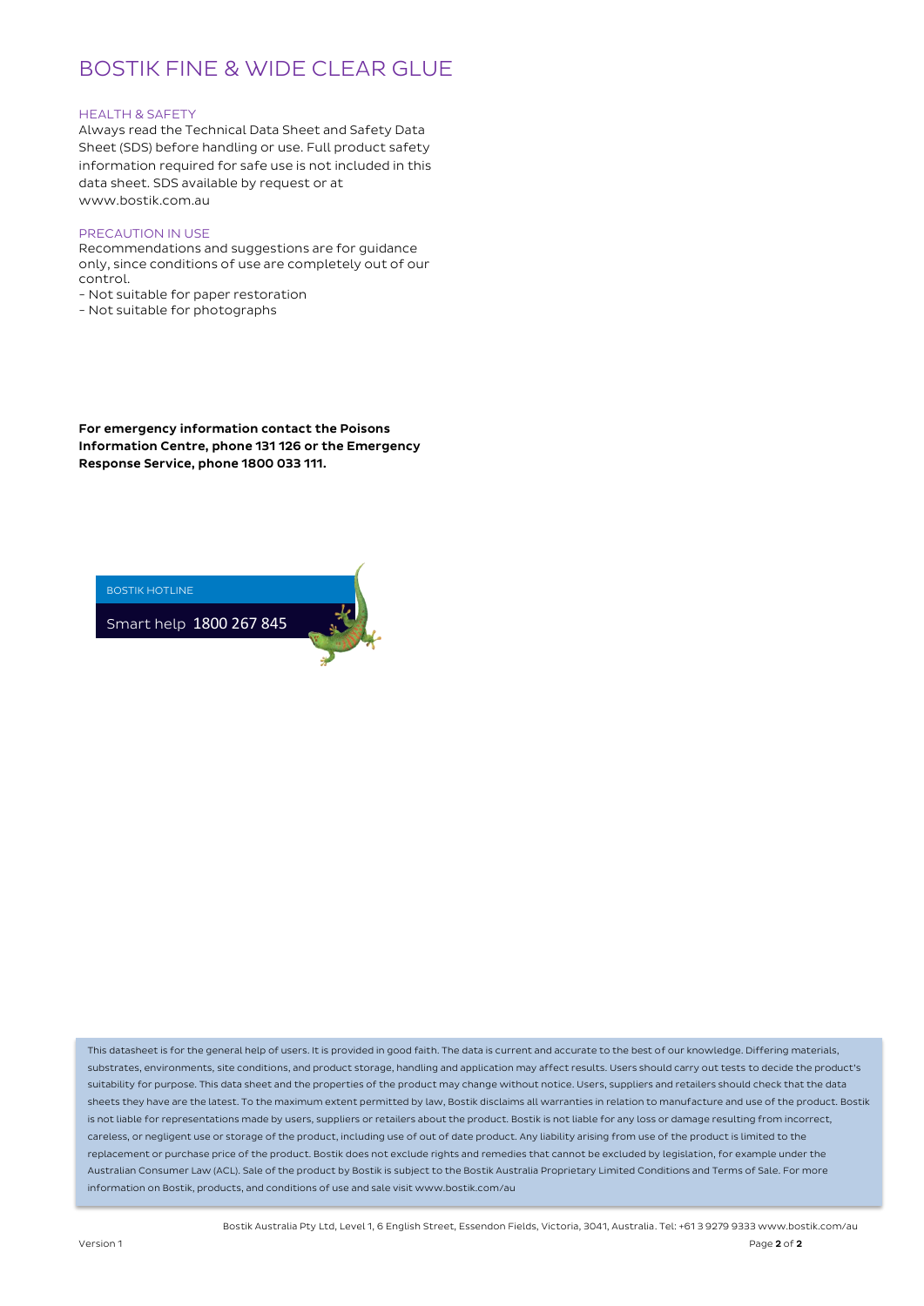# BOSTIK FINE & WIDE CLEAR GLUE

## HEALTH & SAFETY

Always read the Technical Data Sheet and Safety Data Sheet (SDS) before handling or use. Full product safety information required for safe use is not included in this data sheet. SDS available by request or at www.bostik.com.au

## PRECAUTION IN USE

Recommendations and suggestions are for guidance only, since conditions of use are completely out of our control.

- Not suitable for paper restoration
- Not suitable for photographs

**For emergency information contact the Poisons Information Centre, phone 131 126 or the Emergency Response Service, phone 1800 033 111.**

BOSTIK HOTLINE

Smart help 1800 267 845

This datasheet is for the general help of users. It is provided in good faith. The data is current and accurate to the best of our knowledge. Differing materials, substrates, environments, site conditions, and product storage, handling and application may affect results. Users should carry out tests to decide the product's suitability for purpose. This data sheet and the properties of the product may change without notice. Users, suppliers and retailers should check that the data sheets they have are the latest. To the maximum extent permitted by law, Bostik disclaims all warranties in relation to manufacture and use of the product. Bostik is not liable for representations made by users, suppliers or retailers about the product. Bostik is not liable for any loss or damage resulting from incorrect, careless, or negligent use or storage of the product, including use of out of date product. Any liability arising from use of the product is limited to the replacement or purchase price of the product. Bostik does not exclude rights and remedies that cannot be excluded by legislation, for example under the Australian Consumer Law (ACL). Sale of the product by Bostik is subject to the Bostik Australia Proprietary Limited Conditions and Terms of Sale. For more information on Bostik, products, and conditions of use and sale visit www.bostik.com/au

Bostik Australia Pty Ltd, Level 1, 6 English Street, Essendon Fields, Victoria, 3041, Australia. Tel: +61 3 9279 9333 www.bostik.com/au

Version 1